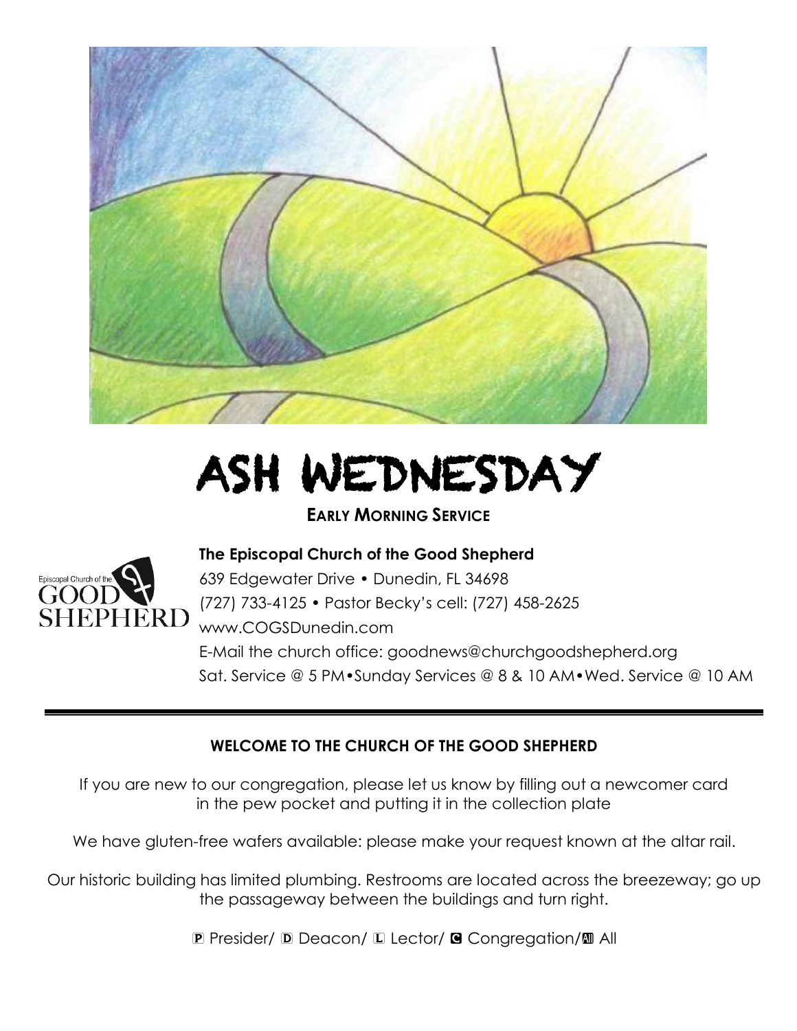# ASH WEDNESDAY

**EARLY MORNING SERVICE**

**The Episcopal Church of the Good Shepherd**
639 Edgewater Drive • Dunedin, FL 34698
(727) 733-4125 • Pastor Becky's cell: (727) 458-2625
www.COGSDunedin.com
E-Mail the church office: goodnews@churchgoodshepherd.org
Sat. Service @ 5 PM•Sunday Services @ 8 & 10 AM•Wed. Service @ 10 AM

---

**WELCOME TO THE CHURCH OF THE GOOD SHEPHERD**

If you are new to our congregation, please let us know by filling out a newcomer card in the pew pocket and putting it in the collection plate

We have gluten-free wafers available: please make your request known at the altar rail.

Our historic building has limited plumbing. Restrooms are located across the breezeway; go up the passageway between the buildings and turn right.

P Presider/ D Deacon/ L Lector/ C Congregation/ All All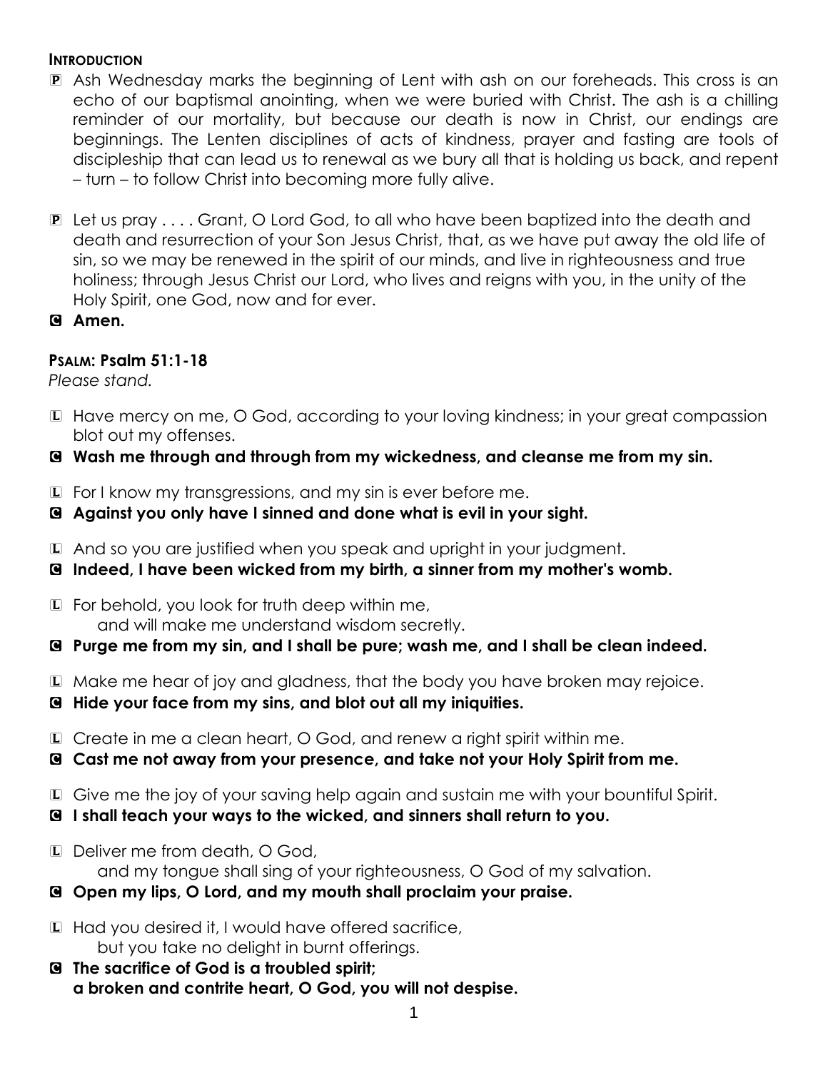**INTRODUCTION**

**P** Ash Wednesday marks the beginning of Lent with ash on our foreheads. This cross is an echo of our baptismal anointing, when we were buried with Christ. The ash is a chilling reminder of our mortality, but because our death is now in Christ, our endings are beginnings. The Lenten disciplines of acts of kindness, prayer and fasting are tools of discipleship that can lead us to renewal as we bury all that is holding us back, and repent – turn – to follow Christ into becoming more fully alive.

**P** Let us pray . . . . Grant, O Lord God, to all who have been baptized into the death and death and resurrection of your Son Jesus Christ, that, as we have put away the old life of sin, so we may be renewed in the spirit of our minds, and live in righteousness and true holiness; through Jesus Christ our Lord, who lives and reigns with you, in the unity of the Holy Spirit, one God, now and for ever.

**C** **Amen.**

**PSALM: Psalm 51:1-18**

*Please stand.*

**L** Have mercy on me, O God, according to your loving kindness; in your great compassion blot out my offenses.

**C** **Wash me through and through from my wickedness, and cleanse me from my sin.**

**L** For I know my transgressions, and my sin is ever before me.

**C** **Against you only have I sinned and done what is evil in your sight.**

**L** And so you are justified when you speak and upright in your judgment.

**C** **Indeed, I have been wicked from my birth, a sinner from my mother's womb.**

**L** For behold, you look for truth deep within me,
and will make me understand wisdom secretly.

**C** **Purge me from my sin, and I shall be pure; wash me, and I shall be clean indeed.**

**L** Make me hear of joy and gladness, that the body you have broken may rejoice.

**C** **Hide your face from my sins, and blot out all my iniquities.**

**L** Create in me a clean heart, O God, and renew a right spirit within me.

**C** **Cast me not away from your presence, and take not your Holy Spirit from me.**

**L** Give me the joy of your saving help again and sustain me with your bountiful Spirit.

**C** **I shall teach your ways to the wicked, and sinners shall return to you.**

**L** Deliver me from death, O God,
and my tongue shall sing of your righteousness, O God of my salvation.

**C** **Open my lips, O Lord, and my mouth shall proclaim your praise.**

**L** Had you desired it, I would have offered sacrifice,
but you take no delight in burnt offerings.

**C** **The sacrifice of God is a troubled spirit;**
**a broken and contrite heart, O God, you will not despise.**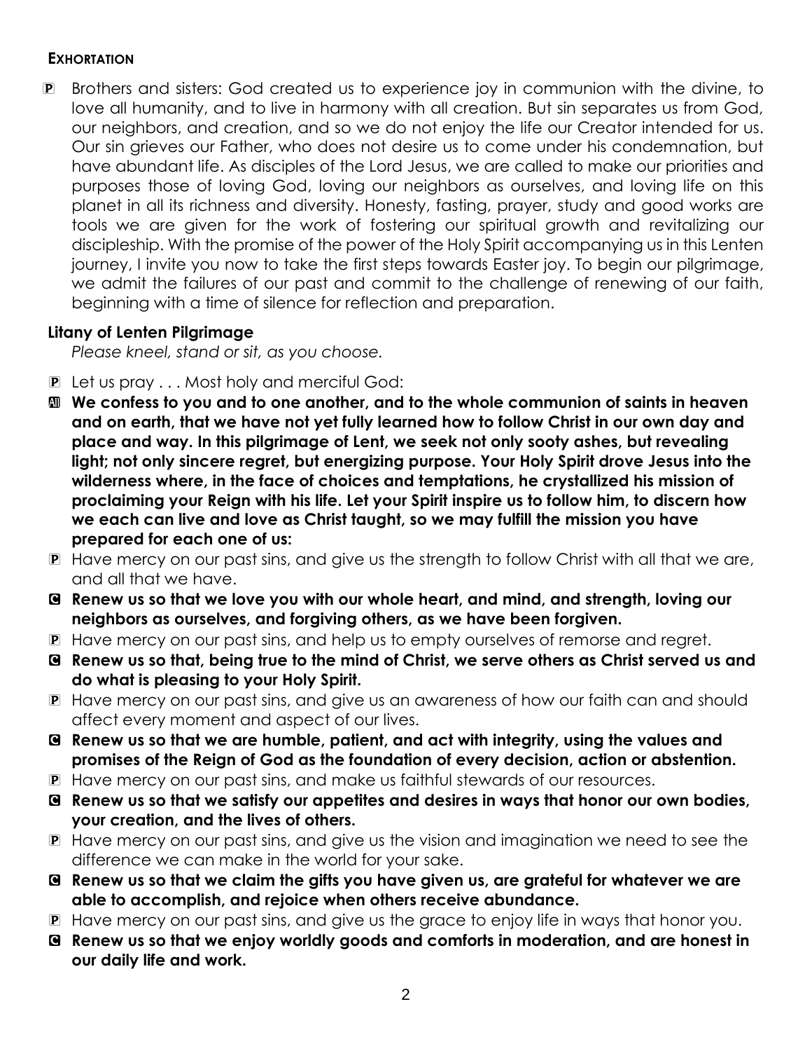**EXHORTATION**

P Brothers and sisters: God created us to experience joy in communion with the divine, to love all humanity, and to live in harmony with all creation. But sin separates us from God, our neighbors, and creation, and so we do not enjoy the life our Creator intended for us. Our sin grieves our Father, who does not desire us to come under his condemnation, but have abundant life. As disciples of the Lord Jesus, we are called to make our priorities and purposes those of loving God, loving our neighbors as ourselves, and loving life on this planet in all its richness and diversity. Honesty, fasting, prayer, study and good works are tools we are given for the work of fostering our spiritual growth and revitalizing our discipleship. With the promise of the power of the Holy Spirit accompanying us in this Lenten journey, I invite you now to take the first steps towards Easter joy. To begin our pilgrimage, we admit the failures of our past and commit to the challenge of renewing of our faith, beginning with a time of silence for reflection and preparation.

**Litany of Lenten Pilgrimage**

*Please kneel, stand or sit, as you choose.*

P Let us pray . . . Most holy and merciful God:

A **We confess to you and to one another, and to the whole communion of saints in heaven and on earth, that we have not yet fully learned how to follow Christ in our own day and place and way. In this pilgrimage of Lent, we seek not only sooty ashes, but revealing light; not only sincere regret, but energizing purpose. Your Holy Spirit drove Jesus into the wilderness where, in the face of choices and temptations, he crystallized his mission of proclaiming your Reign with his life. Let your Spirit inspire us to follow him, to discern how we each can live and love as Christ taught, so we may fulfill the mission you have prepared for each one of us:**

P Have mercy on our past sins, and give us the strength to follow Christ with all that we are, and all that we have.

C **Renew us so that we love you with our whole heart, and mind, and strength, loving our neighbors as ourselves, and forgiving others, as we have been forgiven.**

P Have mercy on our past sins, and help us to empty ourselves of remorse and regret.

C **Renew us so that, being true to the mind of Christ, we serve others as Christ served us and do what is pleasing to your Holy Spirit.**

P Have mercy on our past sins, and give us an awareness of how our faith can and should affect every moment and aspect of our lives.

C **Renew us so that we are humble, patient, and act with integrity, using the values and promises of the Reign of God as the foundation of every decision, action or abstention.**

P Have mercy on our past sins, and make us faithful stewards of our resources.

C **Renew us so that we satisfy our appetites and desires in ways that honor our own bodies, your creation, and the lives of others.**

P Have mercy on our past sins, and give us the vision and imagination we need to see the difference we can make in the world for your sake.

C **Renew us so that we claim the gifts you have given us, are grateful for whatever we are able to accomplish, and rejoice when others receive abundance.**

P Have mercy on our past sins, and give us the grace to enjoy life in ways that honor you.

C **Renew us so that we enjoy worldly goods and comforts in moderation, and are honest in our daily life and work.**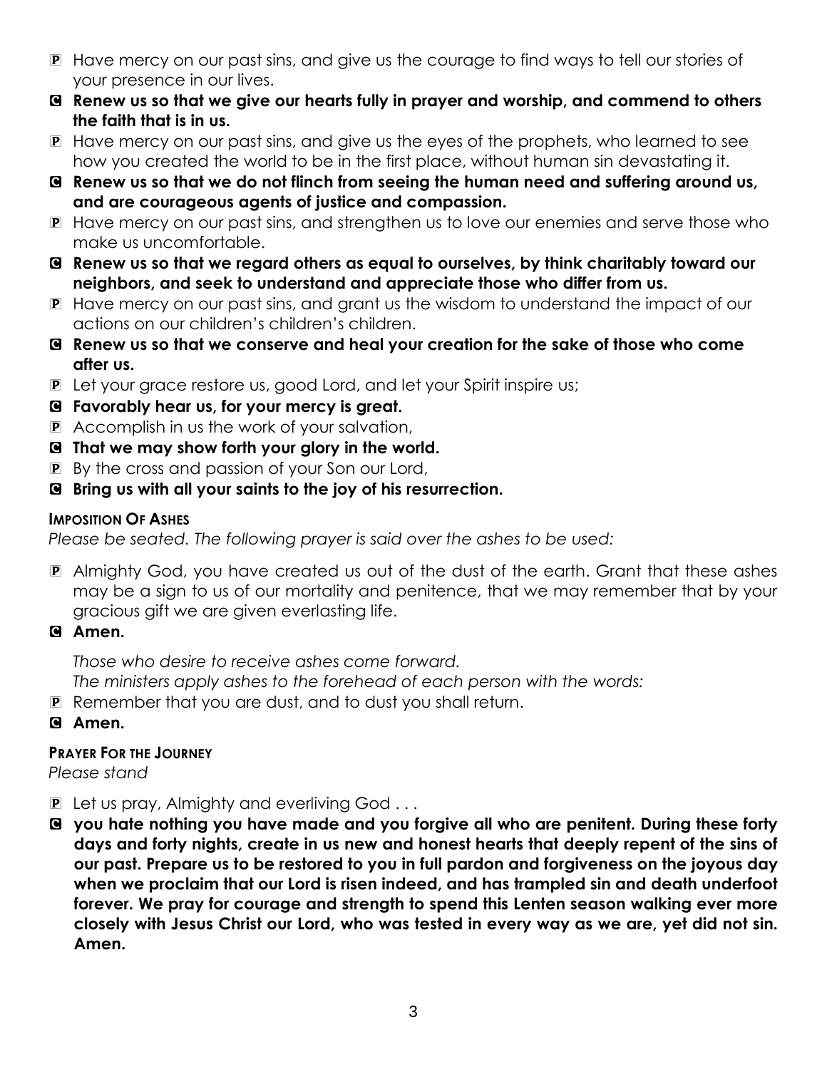P Have mercy on our past sins, and give us the courage to find ways to tell our stories of your presence in our lives.

**C Renew us so that we give our hearts fully in prayer and worship, and commend to others the faith that is in us.**

P Have mercy on our past sins, and give us the eyes of the prophets, who learned to see how you created the world to be in the first place, without human sin devastating it.

**C Renew us so that we do not flinch from seeing the human need and suffering around us, and are courageous agents of justice and compassion.**

P Have mercy on our past sins, and strengthen us to love our enemies and serve those who make us uncomfortable.

**C Renew us so that we regard others as equal to ourselves, by think charitably toward our neighbors, and seek to understand and appreciate those who differ from us.**

P Have mercy on our past sins, and grant us the wisdom to understand the impact of our actions on our children's children's children.

**C Renew us so that we conserve and heal your creation for the sake of those who come after us.**

P Let your grace restore us, good Lord, and let your Spirit inspire us;

**C Favorably hear us, for your mercy is great.**

P Accomplish in us the work of your salvation,

**C That we may show forth your glory in the world.**

P By the cross and passion of your Son our Lord,

**C Bring us with all your saints to the joy of his resurrection.**

### Imposition Of Ashes

*Please be seated. The following prayer is said over the ashes to be used:*

P Almighty God, you have created us out of the dust of the earth. Grant that these ashes may be a sign to us of our mortality and penitence, that we may remember that by your gracious gift we are given everlasting life.

**C Amen.**

*Those who desire to receive ashes come forward.*
*The ministers apply ashes to the forehead of each person with the words:*

P Remember that you are dust, and to dust you shall return.

**C Amen.**

### Prayer For the Journey

*Please stand*

P Let us pray, Almighty and everliving God . . .

**C you hate nothing you have made and you forgive all who are penitent. During these forty days and forty nights, create in us new and honest hearts that deeply repent of the sins of our past. Prepare us to be restored to you in full pardon and forgiveness on the joyous day when we proclaim that our Lord is risen indeed, and has trampled sin and death underfoot forever. We pray for courage and strength to spend this Lenten season walking ever more closely with Jesus Christ our Lord, who was tested in every way as we are, yet did not sin. Amen.**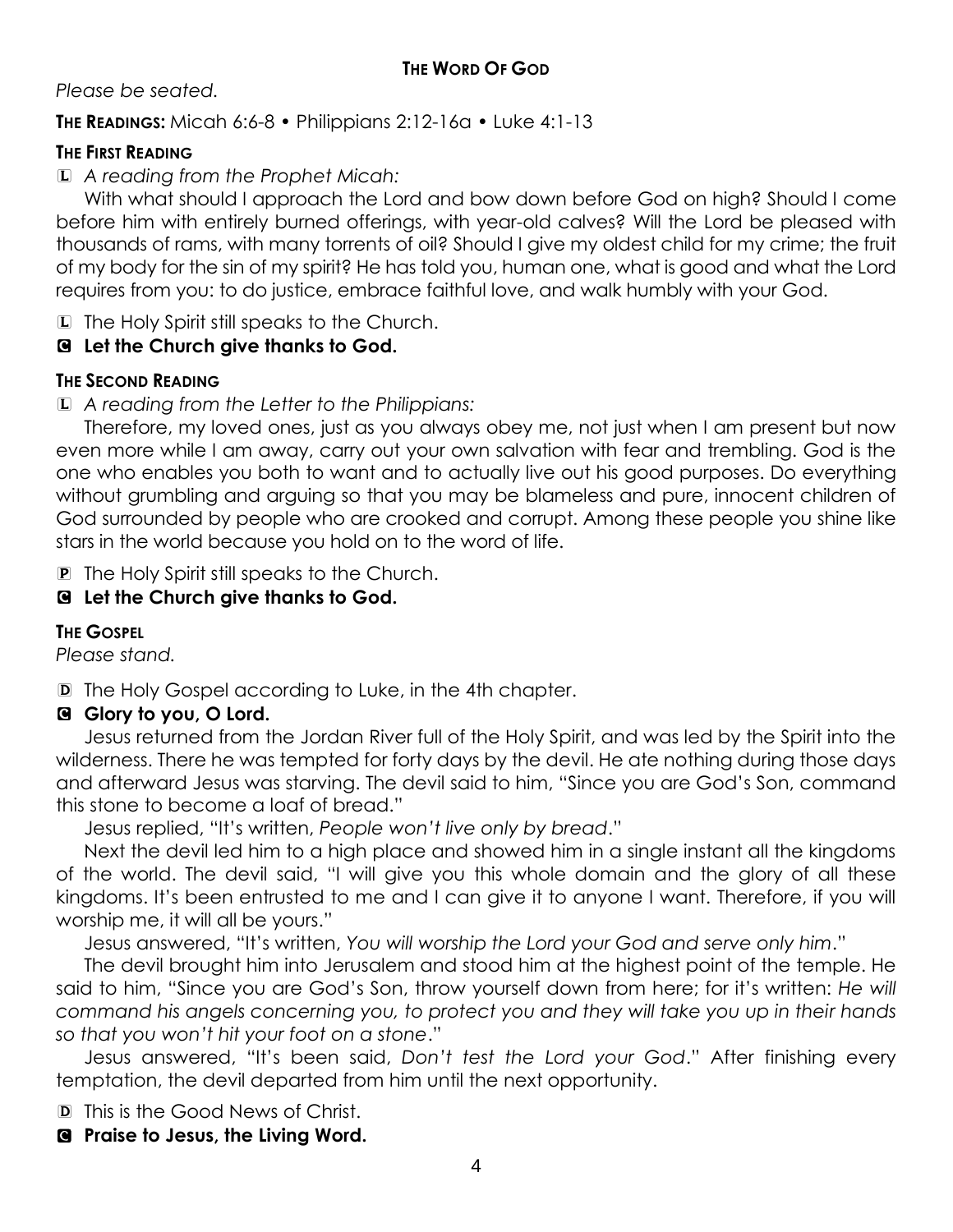## The Word Of God

*Please be seated.*

**The Readings:** Micah 6:6-8 • Philippians 2:12-16a • Luke 4:1-13

### The First Reading

L *A reading from the Prophet Micah:*

With what should I approach the Lord and bow down before God on high? Should I come before him with entirely burned offerings, with year-old calves? Will the Lord be pleased with thousands of rams, with many torrents of oil? Should I give my oldest child for my crime; the fruit of my body for the sin of my spirit? He has told you, human one, what is good and what the Lord requires from you: to do justice, embrace faithful love, and walk humbly with your God.

L The Holy Spirit still speaks to the Church.

**C Let the Church give thanks to God.**

### The Second Reading

L *A reading from the Letter to the Philippians:*

Therefore, my loved ones, just as you always obey me, not just when I am present but now even more while I am away, carry out your own salvation with fear and trembling. God is the one who enables you both to want and to actually live out his good purposes. Do everything without grumbling and arguing so that you may be blameless and pure, innocent children of God surrounded by people who are crooked and corrupt. Among these people you shine like stars in the world because you hold on to the word of life.

P The Holy Spirit still speaks to the Church.

**C Let the Church give thanks to God.**

### The Gospel

*Please stand.*

D The Holy Gospel according to Luke, in the 4th chapter.

**C Glory to you, O Lord.**

Jesus returned from the Jordan River full of the Holy Spirit, and was led by the Spirit into the wilderness. There he was tempted for forty days by the devil. He ate nothing during those days and afterward Jesus was starving. The devil said to him, "Since you are God's Son, command this stone to become a loaf of bread."

Jesus replied, "It's written, *People won't live only by bread*."

Next the devil led him to a high place and showed him in a single instant all the kingdoms of the world. The devil said, "I will give you this whole domain and the glory of all these kingdoms. It's been entrusted to me and I can give it to anyone I want. Therefore, if you will worship me, it will all be yours."

Jesus answered, "It's written, *You will worship the Lord your God and serve only him*."

The devil brought him into Jerusalem and stood him at the highest point of the temple. He said to him, "Since you are God's Son, throw yourself down from here; for it's written: *He will command his angels concerning you, to protect you and they will take you up in their hands so that you won't hit your foot on a stone*."

Jesus answered, "It's been said, *Don't test the Lord your God*." After finishing every temptation, the devil departed from him until the next opportunity.

D This is the Good News of Christ.

**C Praise to Jesus, the Living Word.**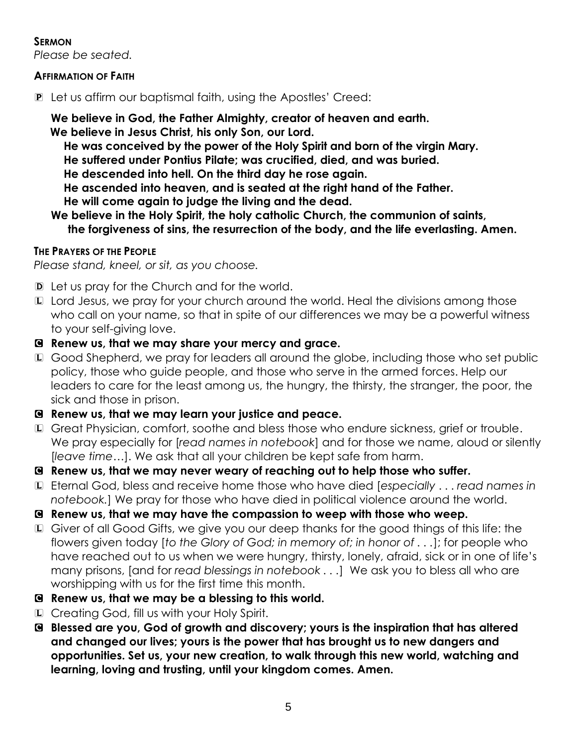**SERMON**

*Please be seated.*

**AFFIRMATION OF FAITH**

P Let us affirm our baptismal faith, using the Apostles' Creed:

**We believe in God, the Father Almighty, creator of heaven and earth.**
**We believe in Jesus Christ, his only Son, our Lord.**
**He was conceived by the power of the Holy Spirit and born of the virgin Mary.**
**He suffered under Pontius Pilate; was crucified, died, and was buried.**
**He descended into hell. On the third day he rose again.**
**He ascended into heaven, and is seated at the right hand of the Father.**
**He will come again to judge the living and the dead.**
**We believe in the Holy Spirit, the holy catholic Church, the communion of saints, the forgiveness of sins, the resurrection of the body, and the life everlasting. Amen.**

**THE PRAYERS OF THE PEOPLE**

*Please stand, kneel, or sit, as you choose.*

D Let us pray for the Church and for the world.

L Lord Jesus, we pray for your church around the world. Heal the divisions among those who call on your name, so that in spite of our differences we may be a powerful witness to your self-giving love.

C **Renew us, that we may share your mercy and grace.**

L Good Shepherd, we pray for leaders all around the globe, including those who set public policy, those who guide people, and those who serve in the armed forces. Help our leaders to care for the least among us, the hungry, the thirsty, the stranger, the poor, the sick and those in prison.

C **Renew us, that we may learn your justice and peace.**

L Great Physician, comfort, soothe and bless those who endure sickness, grief or trouble. We pray especially for [*read names in notebook*] and for those we name, aloud or silently [*leave time*…]. We ask that all your children be kept safe from harm.

C **Renew us, that we may never weary of reaching out to help those who suffer.**

L Eternal God, bless and receive home those who have died [*especially . . . read names in notebook.*] We pray for those who have died in political violence around the world.

C **Renew us, that we may have the compassion to weep with those who weep.**

L Giver of all Good Gifts, we give you our deep thanks for the good things of this life: the flowers given today [*to the Glory of God; in memory of; in honor of* . . .]; for people who have reached out to us when we were hungry, thirsty, lonely, afraid, sick or in one of life's many prisons, [and for *read blessings in notebook* . . .] We ask you to bless all who are worshipping with us for the first time this month.

C **Renew us, that we may be a blessing to this world.**

L Creating God, fill us with your Holy Spirit.

C **Blessed are you, God of growth and discovery; yours is the inspiration that has altered and changed our lives; yours is the power that has brought us to new dangers and opportunities. Set us, your new creation, to walk through this new world, watching and learning, loving and trusting, until your kingdom comes. Amen.**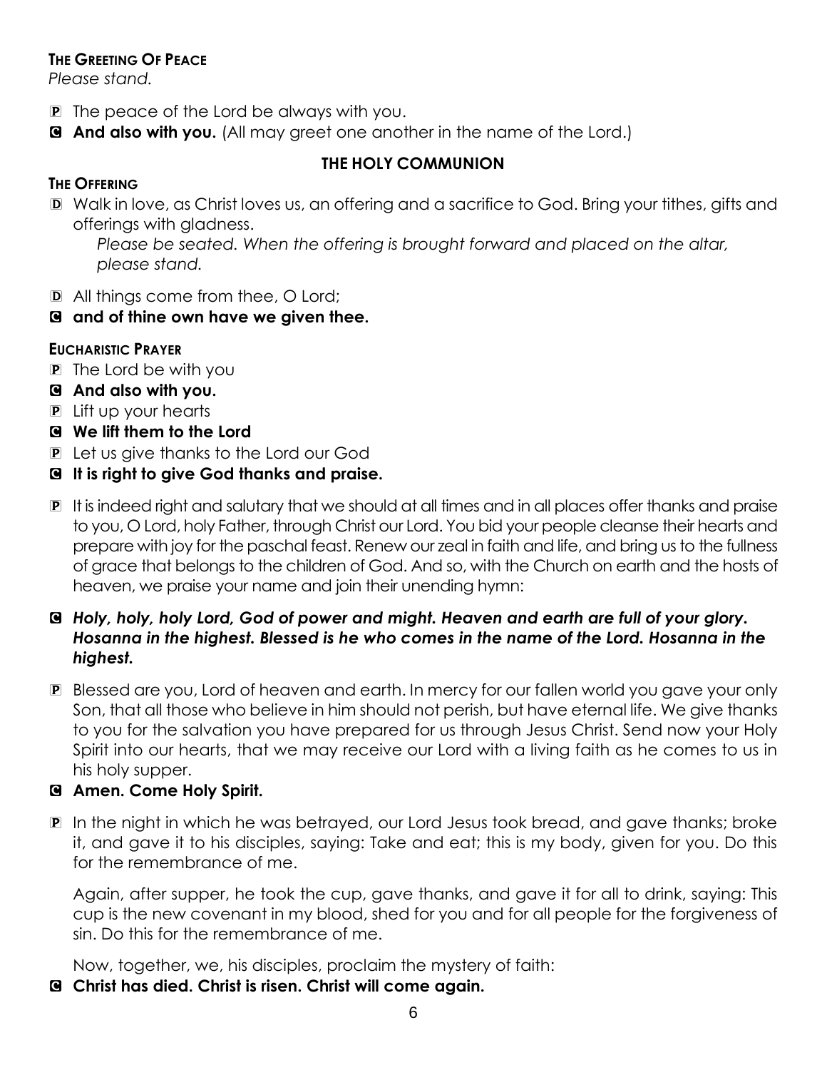**THE GREETING OF PEACE**

*Please stand.*

P The peace of the Lord be always with you.

C **And also with you.** (All may greet one another in the name of the Lord.)

## THE HOLY COMMUNION

**THE OFFERING**

D Walk in love, as Christ loves us, an offering and a sacrifice to God. Bring your tithes, gifts and offerings with gladness.

*Please be seated. When the offering is brought forward and placed on the altar, please stand.*

D All things come from thee, O Lord;

C **and of thine own have we given thee.**

**EUCHARISTIC PRAYER**

P The Lord be with you

C **And also with you.**

P Lift up your hearts

C **We lift them to the Lord**

P Let us give thanks to the Lord our God

C **It is right to give God thanks and praise.**

P It is indeed right and salutary that we should at all times and in all places offer thanks and praise to you, O Lord, holy Father, through Christ our Lord. You bid your people cleanse their hearts and prepare with joy for the paschal feast. Renew our zeal in faith and life, and bring us to the fullness of grace that belongs to the children of God. And so, with the Church on earth and the hosts of heaven, we praise your name and join their unending hymn:

C ***Holy, holy, holy Lord, God of power and might. Heaven and earth are full of your glory. Hosanna in the highest. Blessed is he who comes in the name of the Lord. Hosanna in the highest.***

P Blessed are you, Lord of heaven and earth. In mercy for our fallen world you gave your only Son, that all those who believe in him should not perish, but have eternal life. We give thanks to you for the salvation you have prepared for us through Jesus Christ. Send now your Holy Spirit into our hearts, that we may receive our Lord with a living faith as he comes to us in his holy supper.

C **Amen. Come Holy Spirit.**

P In the night in which he was betrayed, our Lord Jesus took bread, and gave thanks; broke it, and gave it to his disciples, saying: Take and eat; this is my body, given for you. Do this for the remembrance of me.

Again, after supper, he took the cup, gave thanks, and gave it for all to drink, saying: This cup is the new covenant in my blood, shed for you and for all people for the forgiveness of sin. Do this for the remembrance of me.

Now, together, we, his disciples, proclaim the mystery of faith:

C **Christ has died. Christ is risen. Christ will come again.**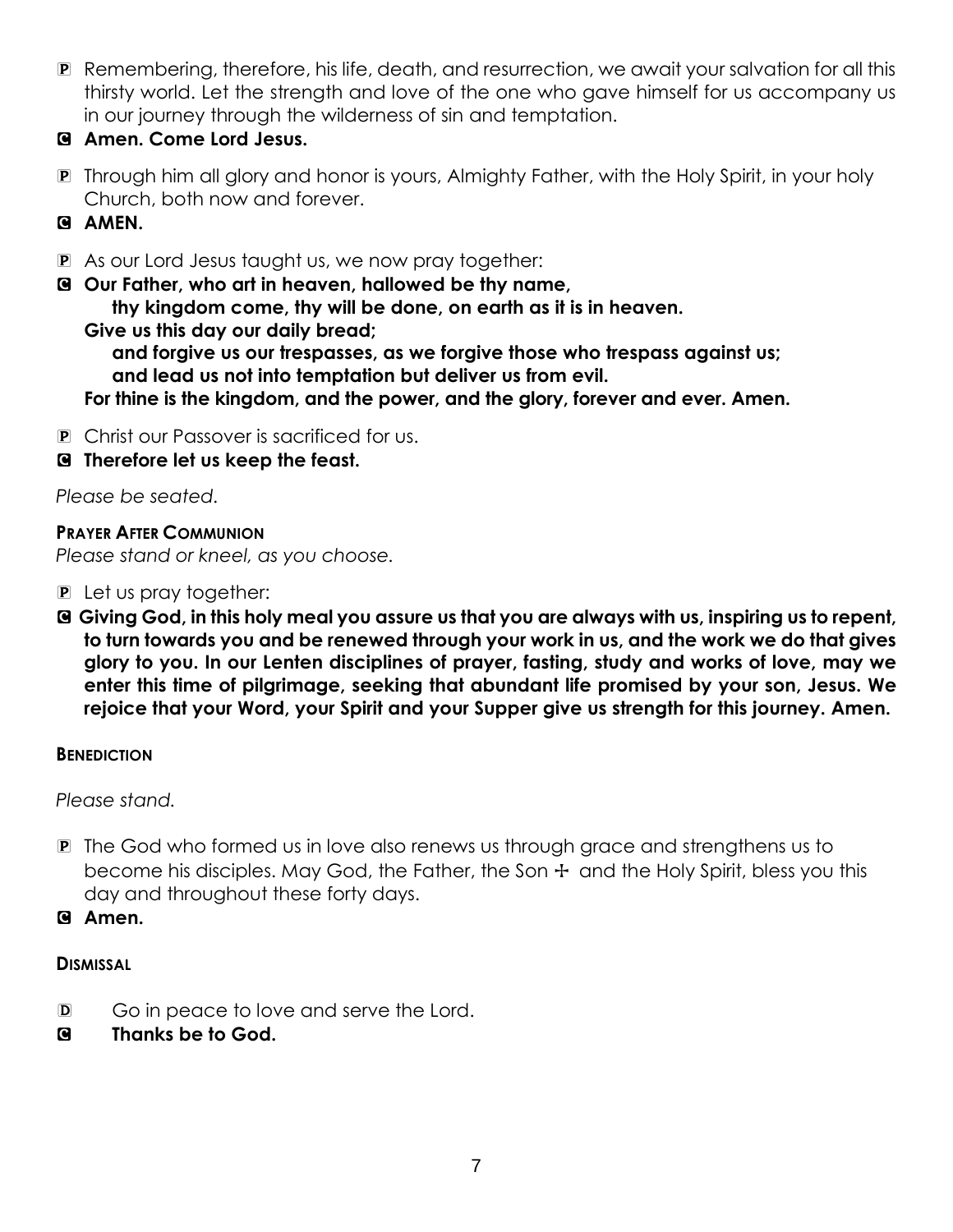P Remembering, therefore, his life, death, and resurrection, we await your salvation for all this thirsty world. Let the strength and love of the one who gave himself for us accompany us in our journey through the wilderness of sin and temptation.

C **Amen. Come Lord Jesus.**

P Through him all glory and honor is yours, Almighty Father, with the Holy Spirit, in your holy Church, both now and forever.

C **AMEN.**

P As our Lord Jesus taught us, we now pray together:

C **Our Father, who art in heaven, hallowed be thy name,**
**thy kingdom come, thy will be done, on earth as it is in heaven.**
**Give us this day our daily bread;**
**and forgive us our trespasses, as we forgive those who trespass against us;**
**and lead us not into temptation but deliver us from evil.**
**For thine is the kingdom, and the power, and the glory, forever and ever. Amen.**

P Christ our Passover is sacrificed for us.

C **Therefore let us keep the feast.**

*Please be seated.*

**PRAYER AFTER COMMUNION**

*Please stand or kneel, as you choose.*

P Let us pray together:

C **Giving God, in this holy meal you assure us that you are always with us, inspiring us to repent, to turn towards you and be renewed through your work in us, and the work we do that gives glory to you. In our Lenten disciplines of prayer, fasting, study and works of love, may we enter this time of pilgrimage, seeking that abundant life promised by your son, Jesus. We rejoice that your Word, your Spirit and your Supper give us strength for this journey. Amen.**

**BENEDICTION**

*Please stand.*

P The God who formed us in love also renews us through grace and strengthens us to become his disciples. May God, the Father, the Son ☩ and the Holy Spirit, bless you this day and throughout these forty days.

C **Amen.**

**DISMISSAL**

D Go in peace to love and serve the Lord.

C **Thanks be to God.**